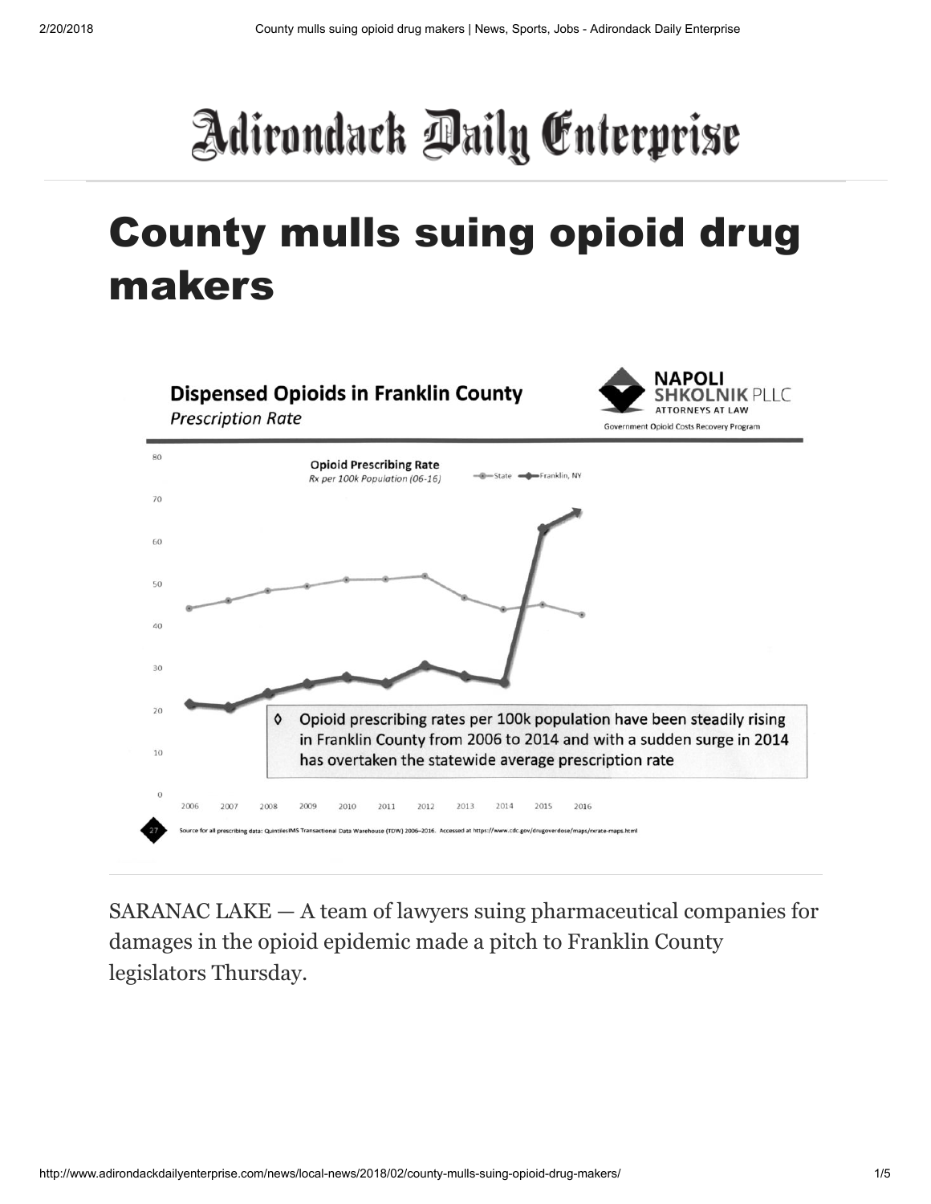# County mulls suing opioid drug makers

**Dispensed Opioids in Franklin County**

*Prescription Rate*

**NAPOLI SHKOLNIK PLLC**
ATTORNEYS AT LAW
Government Opioid Costs Recovery Program

**Opioid Prescribing Rate**
*Rx per 100k Population (06-16)*

State — Franklin, NY

◊ Opioid prescribing rates per 100k population have been steadily rising in Franklin County from 2006 to 2014 and with a sudden surge in 2014 has overtaken the statewide average prescription rate

27 Source for all prescribing data: QuintilesIMS Transactional Data Warehouse (TDW) 2006–2016. Accessed at https://www.cdc.gov/drugoverdose/maps/rxrate-maps.html

SARANAC LAKE — A team of lawyers suing pharmaceutical companies for damages in the opioid epidemic made a pitch to Franklin County legislators Thursday.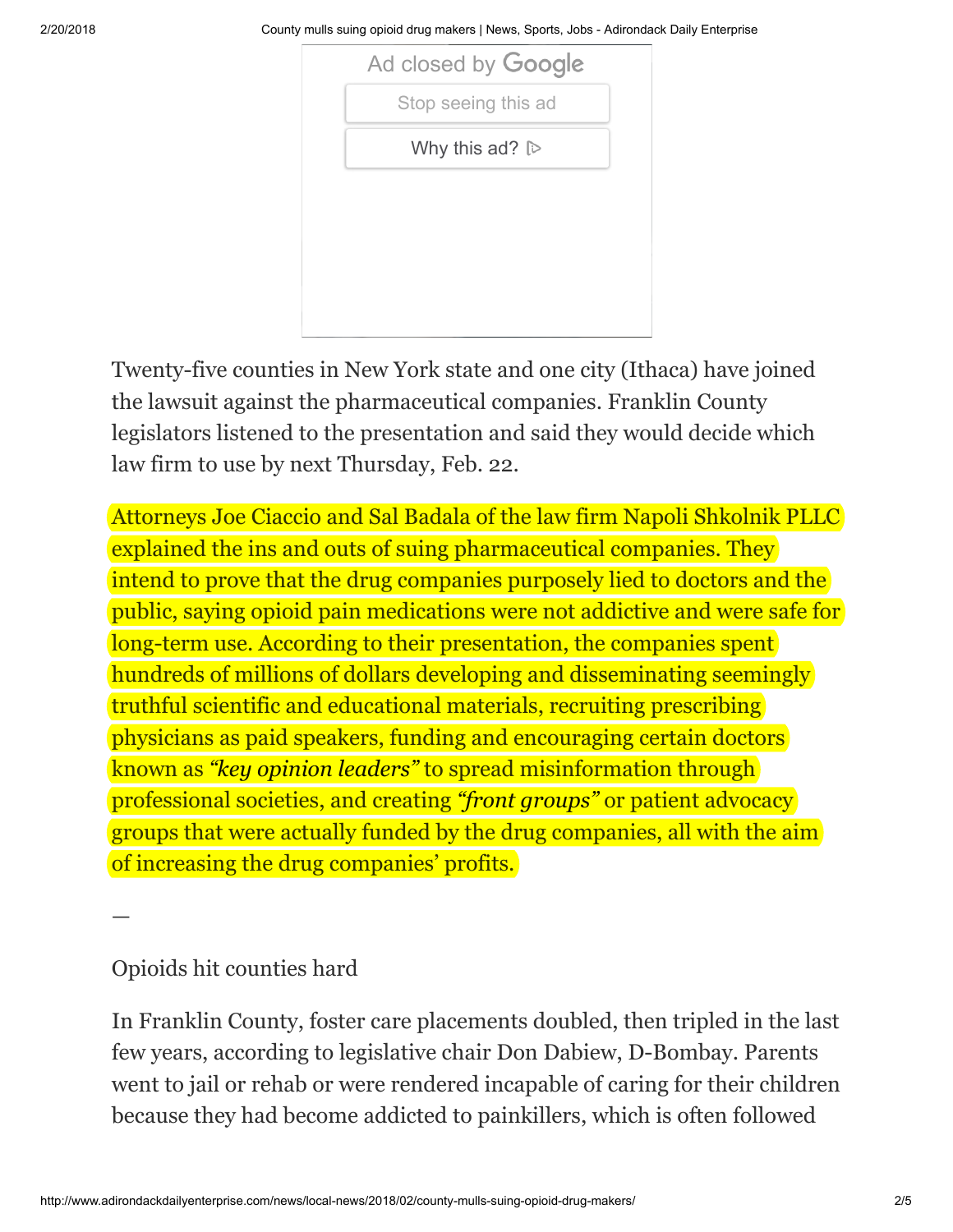Twenty-five counties in New York state and one city (Ithaca) have joined the lawsuit against the pharmaceutical companies. Franklin County legislators listened to the presentation and said they would decide which law firm to use by next Thursday, Feb. 22.

Attorneys Joe Ciaccio and Sal Badala of the law firm Napoli Shkolnik PLLC explained the ins and outs of suing pharmaceutical companies. They intend to prove that the drug companies purposely lied to doctors and the public, saying opioid pain medications were not addictive and were safe for long-term use. According to their presentation, the companies spent hundreds of millions of dollars developing and disseminating seemingly truthful scientific and educational materials, recruiting prescribing physicians as paid speakers, funding and encouraging certain doctors known as *"key opinion leaders"* to spread misinformation through professional societies, and creating *"front groups"* or patient advocacy groups that were actually funded by the drug companies, all with the aim of increasing the drug companies' profits.

—

Opioids hit counties hard

In Franklin County, foster care placements doubled, then tripled in the last few years, according to legislative chair Don Dabiew, D-Bombay. Parents went to jail or rehab or were rendered incapable of caring for their children because they had become addicted to painkillers, which is often followed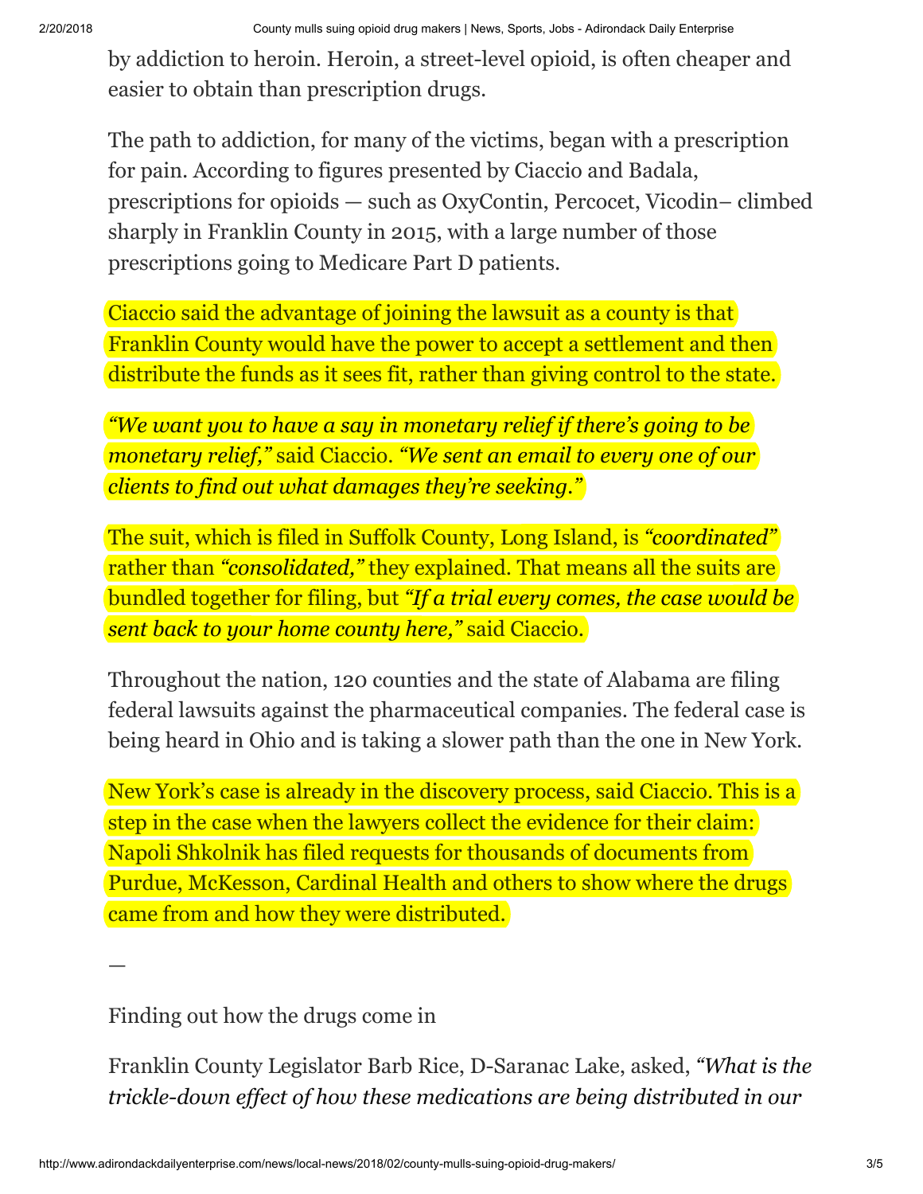by addiction to heroin. Heroin, a street-level opioid, is often cheaper and easier to obtain than prescription drugs.

The path to addiction, for many of the victims, began with a prescription for pain. According to figures presented by Ciaccio and Badala, prescriptions for opioids — such as OxyContin, Percocet, Vicodin– climbed sharply in Franklin County in 2015, with a large number of those prescriptions going to Medicare Part D patients.

Ciaccio said the advantage of joining the lawsuit as a county is that Franklin County would have the power to accept a settlement and then distribute the funds as it sees fit, rather than giving control to the state.

*"We want you to have a say in monetary relief if there's going to be monetary relief,"* said Ciaccio. *"We sent an email to every one of our clients to find out what damages they're seeking."*

The suit, which is filed in Suffolk County, Long Island, is *"coordinated"* rather than *"consolidated,"* they explained. That means all the suits are bundled together for filing, but *"If a trial every comes, the case would be sent back to your home county here,"* said Ciaccio.

Throughout the nation, 120 counties and the state of Alabama are filing federal lawsuits against the pharmaceutical companies. The federal case is being heard in Ohio and is taking a slower path than the one in New York.

New York's case is already in the discovery process, said Ciaccio. This is a step in the case when the lawyers collect the evidence for their claim: Napoli Shkolnik has filed requests for thousands of documents from Purdue, McKesson, Cardinal Health and others to show where the drugs came from and how they were distributed.

—

Finding out how the drugs come in

Franklin County Legislator Barb Rice, D-Saranac Lake, asked, *"What is the trickle-down effect of how these medications are being distributed in our*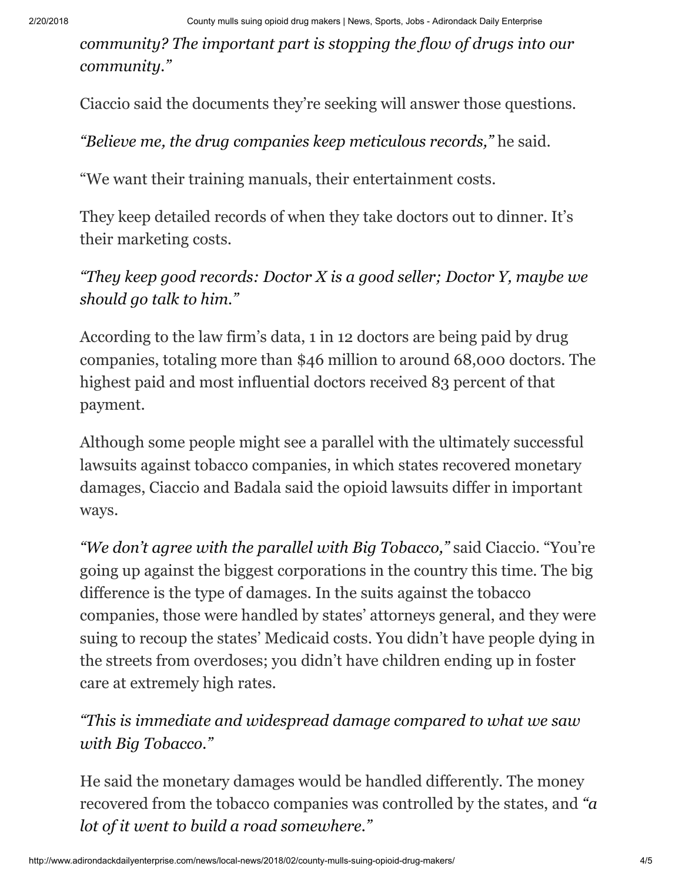*community? The important part is stopping the flow of drugs into our community."*

Ciaccio said the documents they're seeking will answer those questions.

*"Believe me, the drug companies keep meticulous records,"* he said.

"We want their training manuals, their entertainment costs.

They keep detailed records of when they take doctors out to dinner. It's their marketing costs.

*"They keep good records: Doctor X is a good seller; Doctor Y, maybe we should go talk to him."*

According to the law firm's data, 1 in 12 doctors are being paid by drug companies, totaling more than $46 million to around 68,000 doctors. The highest paid and most influential doctors received 83 percent of that payment.

Although some people might see a parallel with the ultimately successful lawsuits against tobacco companies, in which states recovered monetary damages, Ciaccio and Badala said the opioid lawsuits differ in important ways.

*"We don't agree with the parallel with Big Tobacco,"* said Ciaccio. "You're going up against the biggest corporations in the country this time. The big difference is the type of damages. In the suits against the tobacco companies, those were handled by states' attorneys general, and they were suing to recoup the states' Medicaid costs. You didn't have people dying in the streets from overdoses; you didn't have children ending up in foster care at extremely high rates.

*"This is immediate and widespread damage compared to what we saw with Big Tobacco."*

He said the monetary damages would be handled differently. The money recovered from the tobacco companies was controlled by the states, and *"a lot of it went to build a road somewhere."*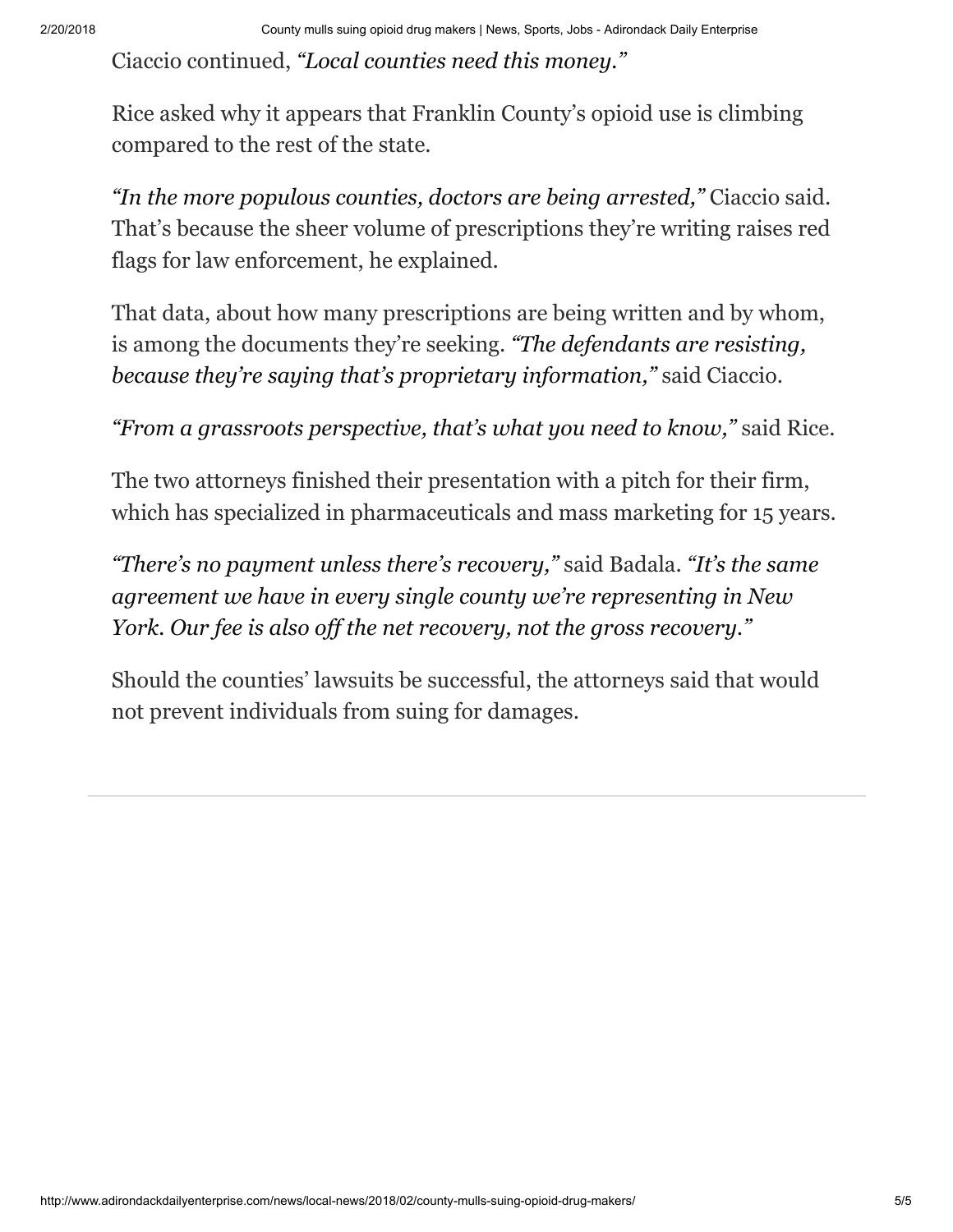Ciaccio continued, *“Local counties need this money.”*

Rice asked why it appears that Franklin County’s opioid use is climbing compared to the rest of the state.

*“In the more populous counties, doctors are being arrested,”* Ciaccio said. That’s because the sheer volume of prescriptions they’re writing raises red flags for law enforcement, he explained.

That data, about how many prescriptions are being written and by whom, is among the documents they’re seeking. *“The defendants are resisting, because they’re saying that’s proprietary information,”* said Ciaccio.

*“From a grassroots perspective, that’s what you need to know,”* said Rice.

The two attorneys finished their presentation with a pitch for their firm, which has specialized in pharmaceuticals and mass marketing for 15 years.

*“There’s no payment unless there’s recovery,”* said Badala. *“It’s the same agreement we have in every single county we’re representing in New York. Our fee is also off the net recovery, not the gross recovery.”*

Should the counties’ lawsuits be successful, the attorneys said that would not prevent individuals from suing for damages.